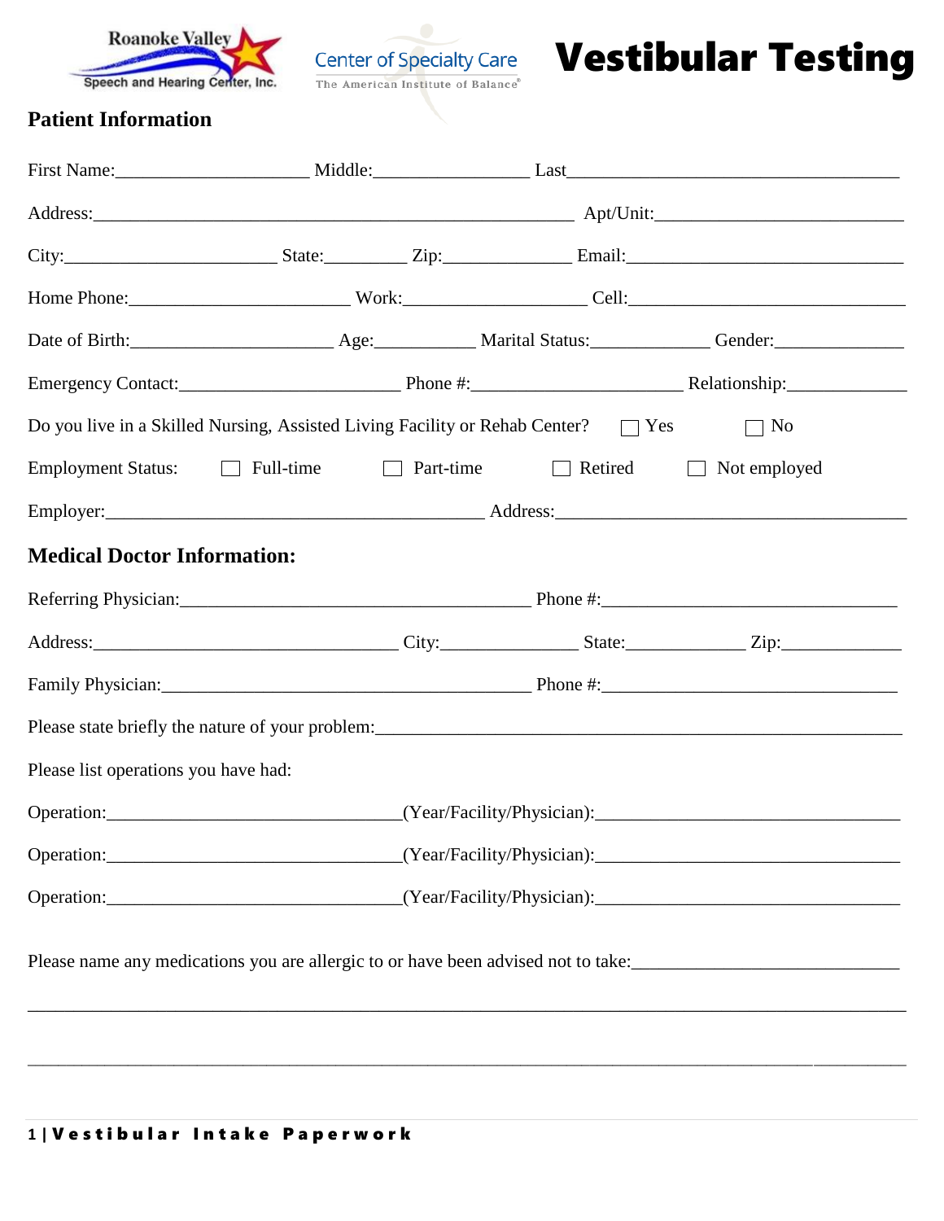Roanoke Valley Speech and Hearing Center, Inc.

Center of Specialty Care
The American Institute of Balance®

# Vestibular Testing

## Patient Information

First Name:_____________________ Middle:_________________ Last_____________________________________

Address:_____________________________________________________ Apt/Unit:___________________________

City:_______________________ State:_________ Zip:______________ Email:______________________________

Home Phone:________________________ Work:____________________ Cell:______________________________

Date of Birth:______________________ Age:___________ Marital Status:_____________ Gender:______________

Emergency Contact:________________________ Phone #:_______________________ Relationship:_____________

Do you live in a Skilled Nursing, Assisted Living Facility or Rehab Center? ☐ Yes ☐ No

Employment Status: ☐ Full-time ☐ Part-time ☐ Retired ☐ Not employed

Employer:__________________________________________ Address:_______________________________________

## Medical Doctor Information:

Referring Physician:_______________________________________ Phone #:________________________________

Address:_________________________________ City:_______________ State:_____________ Zip:_____________

Family Physician:_________________________________________ Phone #:________________________________

Please state briefly the nature of your problem:__________________________________________________________

Please list operations you have had:

Operation:________________________________(Year/Facility/Physician):_________________________________

Operation:________________________________(Year/Facility/Physician):_________________________________

Operation:________________________________(Year/Facility/Physician):_________________________________

Please name any medications you are allergic to or have been advised not to take:_____________________________

_______________________________________________________________________________________________

_______________________________________________________________________________________________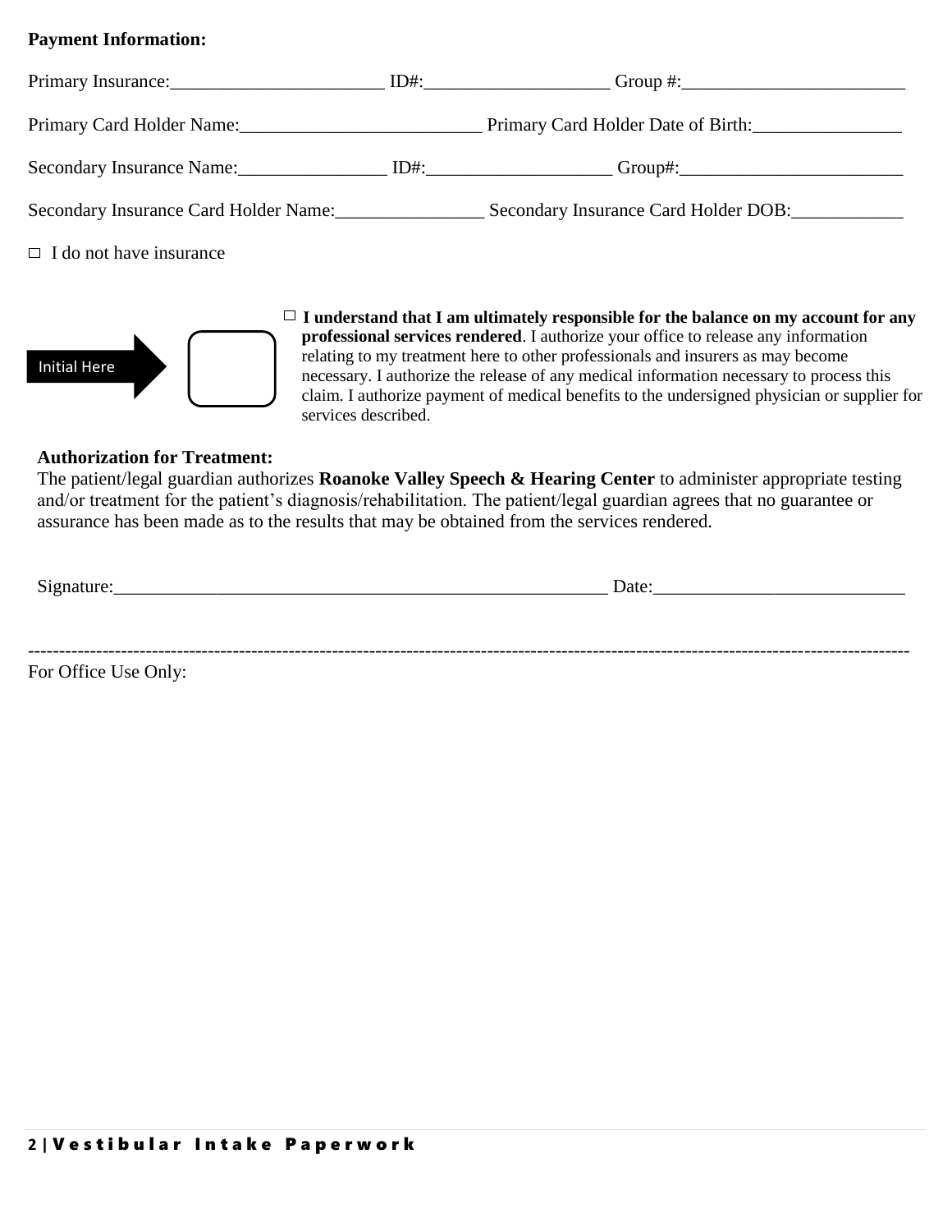**Payment Information:**

Primary Insurance:_______________________ ID#:____________________ Group #:________________________

Primary Card Holder Name:_________________________ Primary Card Holder Date of Birth:________________

Secondary Insurance Name:________________ ID#:____________________ Group#:________________________

Secondary Insurance Card Holder Name:________________ Secondary Insurance Card Holder DOB:____________

☐ I do not have insurance

Initial Here ☐

☐ **I understand that I am ultimately responsible for the balance on my account for any professional services rendered**. I authorize your office to release any information relating to my treatment here to other professionals and insurers as may become necessary. I authorize the release of any medical information necessary to process this claim. I authorize payment of medical benefits to the undersigned physician or supplier for services described.

**Authorization for Treatment:**

The patient/legal guardian authorizes **Roanoke Valley Speech & Hearing Center** to administer appropriate testing and/or treatment for the patient's diagnosis/rehabilitation. The patient/legal guardian agrees that no guarantee or assurance has been made as to the results that may be obtained from the services rendered.

Signature:_______________________________________________________ Date:___________________________

---

For Office Use Only: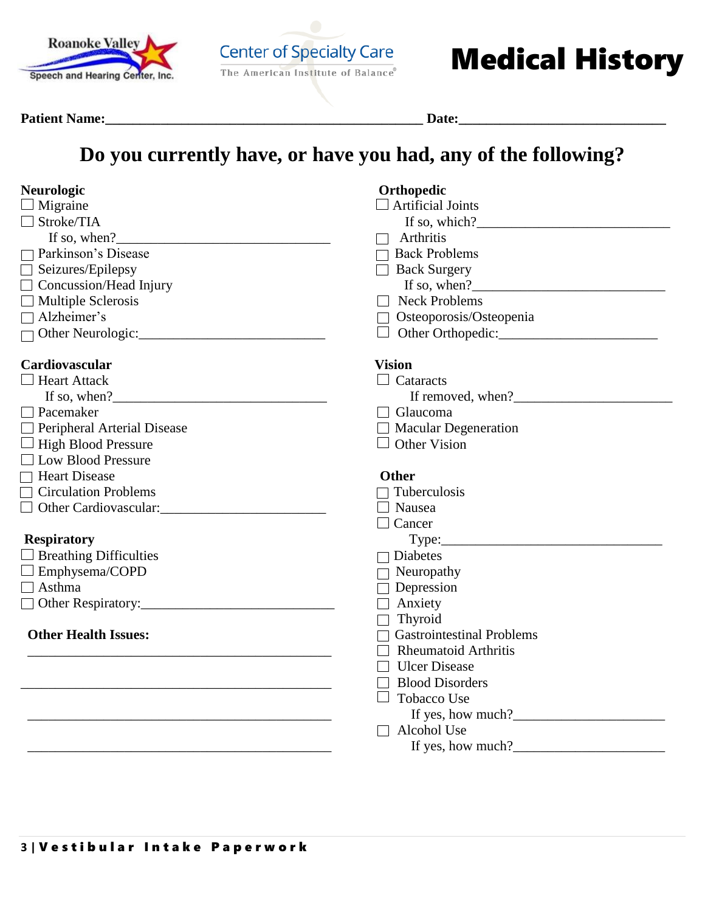Roanoke Valley Speech and Hearing Center, Inc.

Center of Specialty Care
The American Institute of Balance®

# Medical History

**Patient Name:**_______________________________________________ **Date:**_____________________________

## Do you currently have, or have you had, any of the following?

**Neurologic**

- ☐ Migraine
- ☐ Stroke/TIA
  - If so, when?_______________________________
- ☐ Parkinson's Disease
- ☐ Seizures/Epilepsy
- ☐ Concussion/Head Injury
- ☐ Multiple Sclerosis
- ☐ Alzheimer's
- ☐ Other Neurologic:___________________________

**Cardiovascular**

- ☐ Heart Attack
  - If so, when?_______________________________
- ☐ Pacemaker
- ☐ Peripheral Arterial Disease
- ☐ High Blood Pressure
- ☐ Low Blood Pressure
- ☐ Heart Disease
- ☐ Circulation Problems
- ☐ Other Cardiovascular:_______________________

**Respiratory**

- ☐ Breathing Difficulties
- ☐ Emphysema/COPD
- ☐ Asthma
- ☐ Other Respiratory:___________________________

**Other Health Issues:**

_____________________________________________

_____________________________________________

_____________________________________________

_____________________________________________

**Orthopedic**

- ☐ Artificial Joints
  - If so, which?___________________________
- ☐ Arthritis
- ☐ Back Problems
- ☐ Back Surgery
  - If so, when?___________________________
- ☐ Neck Problems
- ☐ Osteoporosis/Osteopenia
- ☐ Other Orthopedic:______________________

**Vision**

- ☐ Cataracts
  - If removed, when?_______________________
- ☐ Glaucoma
- ☐ Macular Degeneration
- ☐ Other Vision

**Other**

- ☐ Tuberculosis
- ☐ Nausea
- ☐ Cancer
  - Type:_________________________________
- ☐ Diabetes
- ☐ Neuropathy
- ☐ Depression
- ☐ Anxiety
- ☐ Thyroid
- ☐ Gastrointestinal Problems
- ☐ Rheumatoid Arthritis
- ☐ Ulcer Disease
- ☐ Blood Disorders
- ☐ Tobacco Use
  - If yes, how much?______________________
- ☐ Alcohol Use
  - If yes, how much?______________________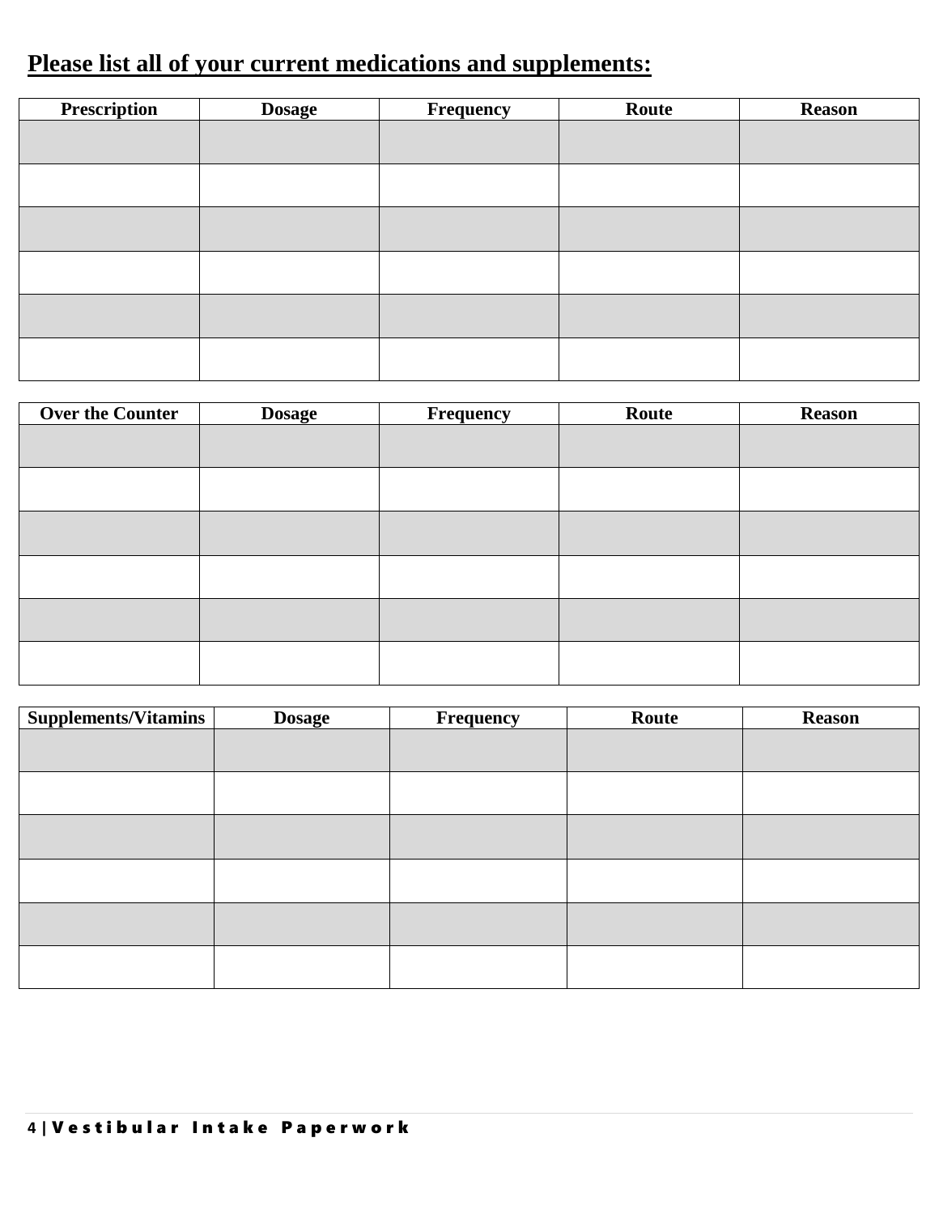**Please list all of your current medications and supplements:**

| Prescription | Dosage | Frequency | Route | Reason |
| --- | --- | --- | --- | --- |
| | | | | |
| | | | | |
| | | | | |
| | | | | |
| | | | | |
| | | | | |

| Over the Counter | Dosage | Frequency | Route | Reason |
| --- | --- | --- | --- | --- |
| | | | | |
| | | | | |
| | | | | |
| | | | | |
| | | | | |
| | | | | |

| Supplements/Vitamins | Dosage | Frequency | Route | Reason |
| --- | --- | --- | --- | --- |
| | | | | |
| | | | | |
| | | | | |
| | | | | |
| | | | | |
| | | | | |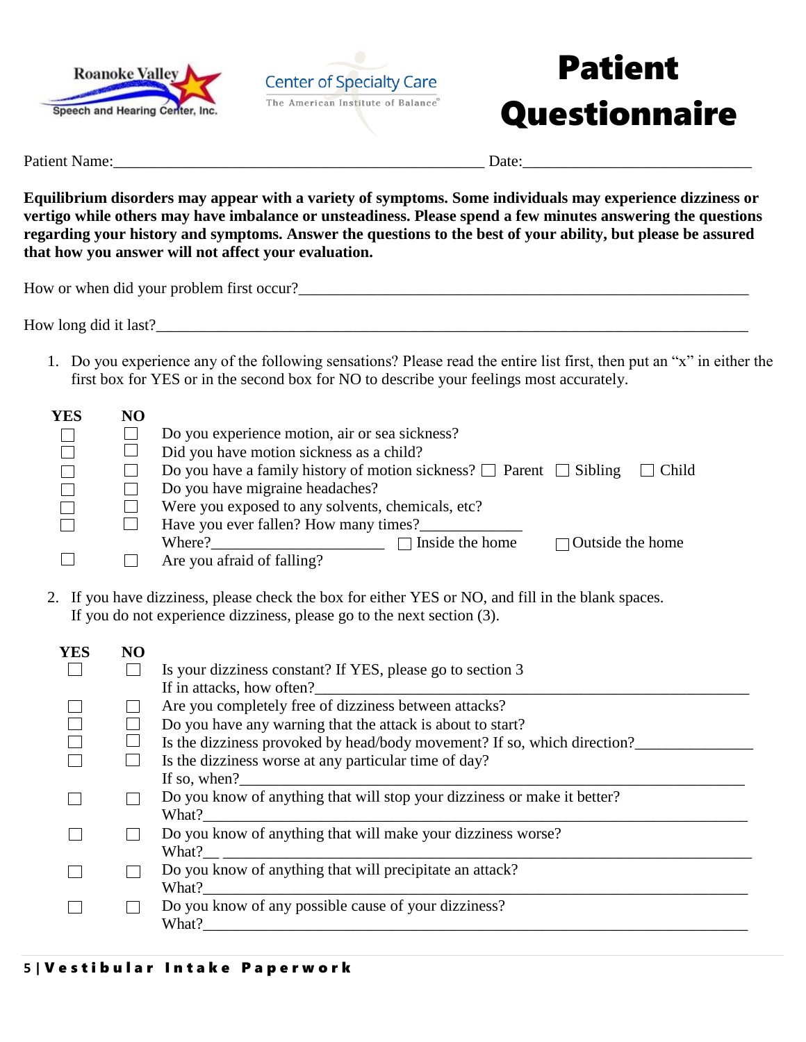Roanoke Valley Speech and Hearing Center, Inc.

Center of Specialty Care
The American Institute of Balance®

# Patient Questionnaire

Patient Name:_______________________________________________ Date:___________________________

**Equilibrium disorders may appear with a variety of symptoms. Some individuals may experience dizziness or vertigo while others may have imbalance or unsteadiness. Please spend a few minutes answering the questions regarding your history and symptoms. Answer the questions to the best of your ability, but please be assured that how you answer will not affect your evaluation.**

How or when did your problem first occur?_______________________________________________________

How long did it last?__________________________________________________________________________

1. Do you experience any of the following sensations? Please read the entire list first, then put an "x" in either the first box for YES or in the second box for NO to describe your feelings most accurately.

| YES | NO | |
|---|---|---|
| ☐ | ☐ | Do you experience motion, air or sea sickness? |
| ☐ | ☐ | Did you have motion sickness as a child? |
| ☐ | ☐ | Do you have a family history of motion sickness? ☐ Parent ☐ Sibling ☐ Child |
| ☐ | ☐ | Do you have migraine headaches? |
| ☐ | ☐ | Were you exposed to any solvents, chemicals, etc? |
| ☐ | ☐ | Have you ever fallen? How many times?____________ Where?_____________________ ☐ Inside the home ☐ Outside the home |
| ☐ | ☐ | Are you afraid of falling? |

2. If you have dizziness, please check the box for either YES or NO, and fill in the blank spaces. If you do not experience dizziness, please go to the next section (3).

| YES | NO | |
|---|---|---|
| ☐ | ☐ | Is your dizziness constant? If YES, please go to section 3. If in attacks, how often?_______________________________________________ |
| ☐ | ☐ | Are you completely free of dizziness between attacks? |
| ☐ | ☐ | Do you have any warning that the attack is about to start? |
| ☐ | ☐ | Is the dizziness provoked by head/body movement? If so, which direction?______________ |
| ☐ | ☐ | Is the dizziness worse at any particular time of day? If so, when?_______________________________________________ |
| ☐ | ☐ | Do you know of anything that will stop your dizziness or make it better? What?_______________________________________________ |
| ☐ | ☐ | Do you know of anything that will make your dizziness worse? What?__ _______________________________________________ |
| ☐ | ☐ | Do you know of anything that will precipitate an attack? What?_______________________________________________ |
| ☐ | ☐ | Do you know of any possible cause of your dizziness? What?_______________________________________________ |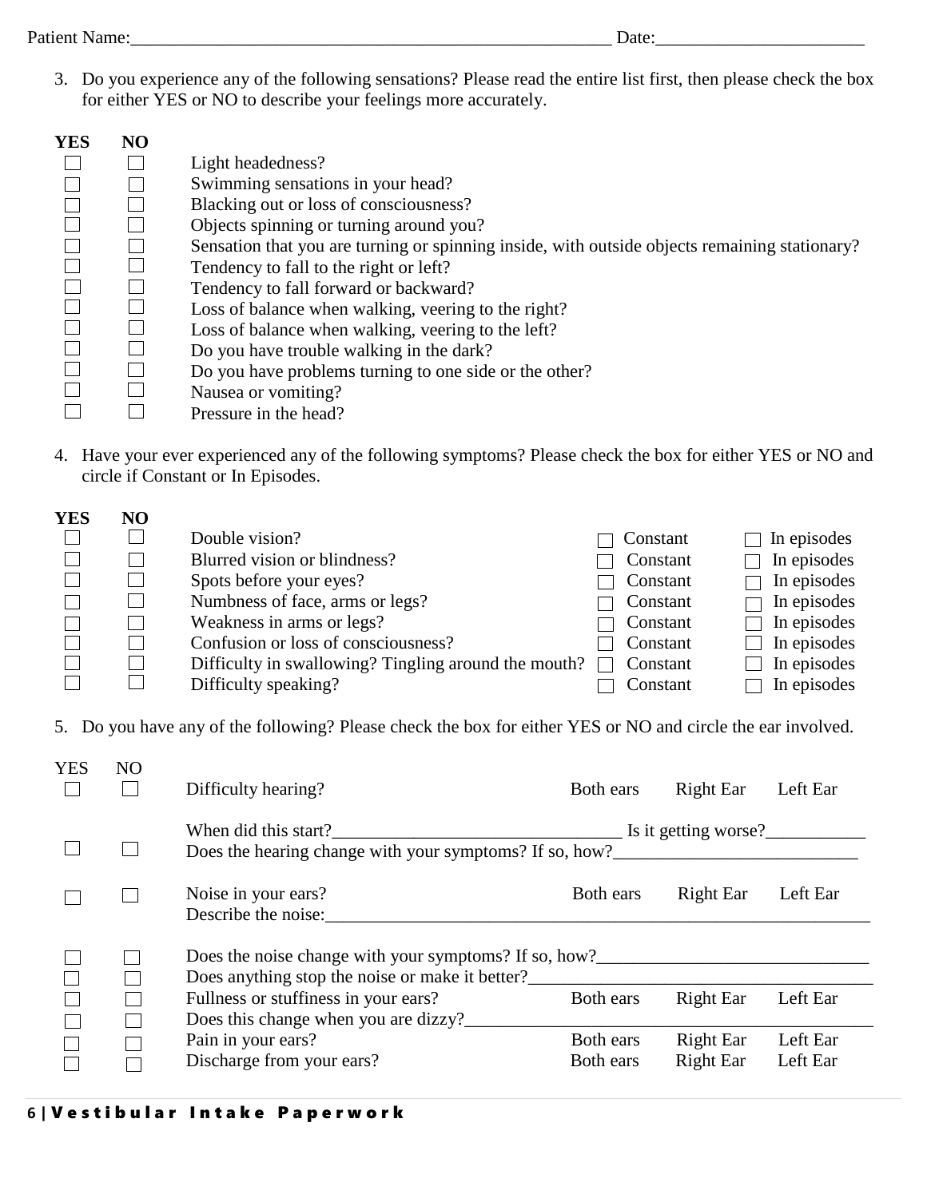Patient Name:_____________________________________________________ Date:_______________________

3. Do you experience any of the following sensations? Please read the entire list first, then please check the box for either YES or NO to describe your feelings more accurately.

| YES | NO | |
|---|---|---|
| ☐ | ☐ | Light headedness? |
| ☐ | ☐ | Swimming sensations in your head? |
| ☐ | ☐ | Blacking out or loss of consciousness? |
| ☐ | ☐ | Objects spinning or turning around you? |
| ☐ | ☐ | Sensation that you are turning or spinning inside, with outside objects remaining stationary? |
| ☐ | ☐ | Tendency to fall to the right or left? |
| ☐ | ☐ | Tendency to fall forward or backward? |
| ☐ | ☐ | Loss of balance when walking, veering to the right? |
| ☐ | ☐ | Loss of balance when walking, veering to the left? |
| ☐ | ☐ | Do you have trouble walking in the dark? |
| ☐ | ☐ | Do you have problems turning to one side or the other? |
| ☐ | ☐ | Nausea or vomiting? |
| ☐ | ☐ | Pressure in the head? |

4. Have your ever experienced any of the following symptoms? Please check the box for either YES or NO and circle if Constant or In Episodes.

| YES | NO | | | |
|---|---|---|---|---|
| ☐ | ☐ | Double vision? | ☐ Constant | ☐ In episodes |
| ☐ | ☐ | Blurred vision or blindness? | ☐ Constant | ☐ In episodes |
| ☐ | ☐ | Spots before your eyes? | ☐ Constant | ☐ In episodes |
| ☐ | ☐ | Numbness of face, arms or legs? | ☐ Constant | ☐ In episodes |
| ☐ | ☐ | Weakness in arms or legs? | ☐ Constant | ☐ In episodes |
| ☐ | ☐ | Confusion or loss of consciousness? | ☐ Constant | ☐ In episodes |
| ☐ | ☐ | Difficulty in swallowing? Tingling around the mouth? | ☐ Constant | ☐ In episodes |
| ☐ | ☐ | Difficulty speaking? | ☐ Constant | ☐ In episodes |

5. Do you have any of the following? Please check the box for either YES or NO and circle the ear involved.

| YES | NO | | | | |
|---|---|---|---|---|---|
| ☐ | ☐ | Difficulty hearing? | Both ears | Right Ear | Left Ear |
| | | When did this start?________________________________ Is it getting worse?___________ | | | |
| ☐ | ☐ | Does the hearing change with your symptoms? If so, how?___________________________ | | | |
| ☐ | ☐ | Noise in your ears? | Both ears | Right Ear | Left Ear |
| | | Describe the noise:_____________________________________________________________ | | | |
| ☐ | ☐ | Does the noise change with your symptoms? If so, how?_____________________________ | | | |
| ☐ | ☐ | Does anything stop the noise or make it better?___________________________________ | | | |
| ☐ | ☐ | Fullness or stuffiness in your ears? | Both ears | Right Ear | Left Ear |
| ☐ | ☐ | Does this change when you are dizzy?____________________________________________ | | | |
| ☐ | ☐ | Pain in your ears? | Both ears | Right Ear | Left Ear |
| ☐ | ☐ | Discharge from your ears? | Both ears | Right Ear | Left Ear |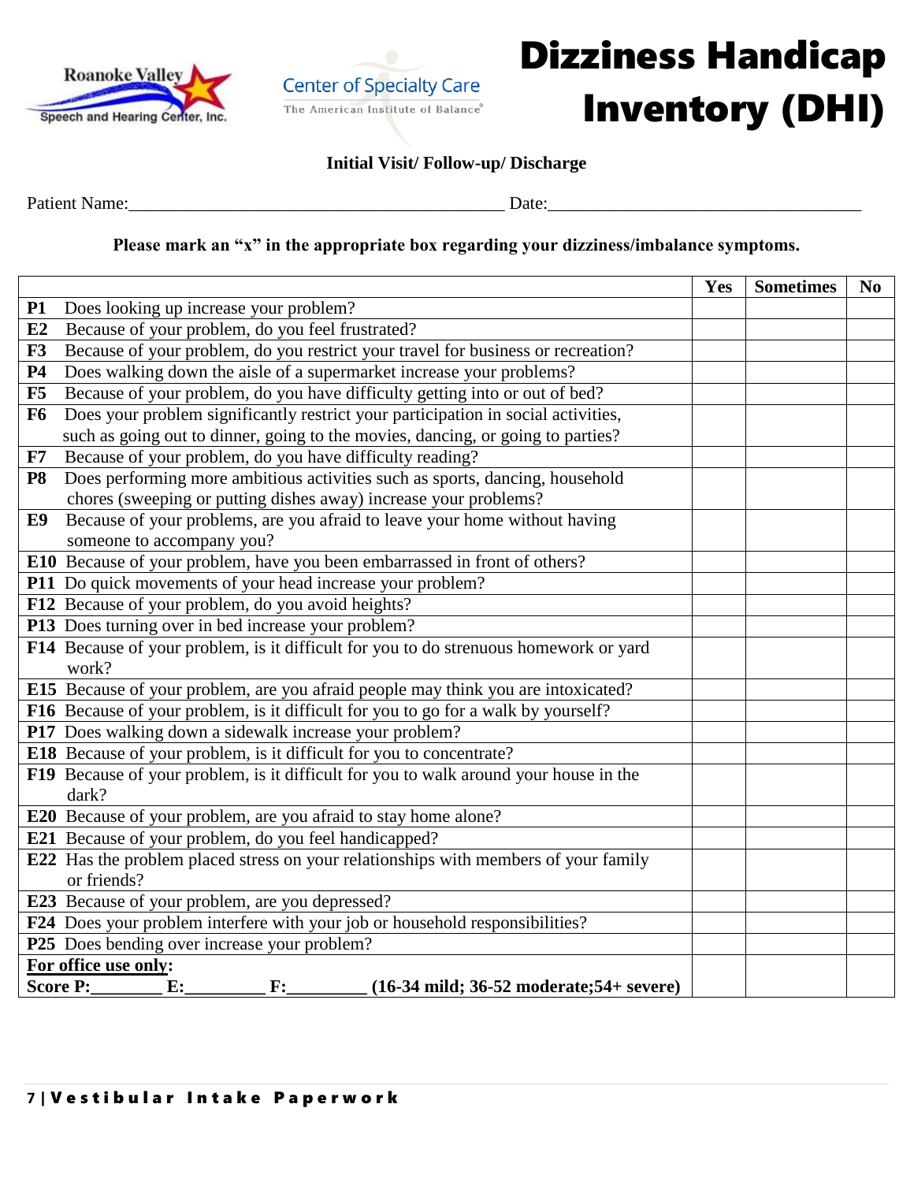Roanoke Valley Speech and Hearing Center, Inc.

Center of Specialty Care
The American Institute of Balance®

# Dizziness Handicap Inventory (DHI)

**Initial Visit/ Follow-up/ Discharge**

Patient Name:\_\_\_\_\_\_\_\_\_\_\_\_\_\_\_\_\_\_\_\_\_\_\_\_\_\_\_\_\_\_\_\_\_\_\_\_\_\_\_\_\_\_ Date:\_\_\_\_\_\_\_\_\_\_\_\_\_\_\_\_\_\_\_\_\_\_\_\_\_\_\_\_\_\_\_\_\_\_\_

**Please mark an "x" in the appropriate box regarding your dizziness/imbalance symptoms.**

| | Yes | Sometimes | No |
|---|---|---|---|
| **P1** Does looking up increase your problem? | | | |
| **E2** Because of your problem, do you feel frustrated? | | | |
| **F3** Because of your problem, do you restrict your travel for business or recreation? | | | |
| **P4** Does walking down the aisle of a supermarket increase your problems? | | | |
| **F5** Because of your problem, do you have difficulty getting into or out of bed? | | | |
| **F6** Does your problem significantly restrict your participation in social activities, such as going out to dinner, going to the movies, dancing, or going to parties? | | | |
| **F7** Because of your problem, do you have difficulty reading? | | | |
| **P8** Does performing more ambitious activities such as sports, dancing, household chores (sweeping or putting dishes away) increase your problems? | | | |
| **E9** Because of your problems, are you afraid to leave your home without having someone to accompany you? | | | |
| **E10** Because of your problem, have you been embarrassed in front of others? | | | |
| **P11** Do quick movements of your head increase your problem? | | | |
| **F12** Because of your problem, do you avoid heights? | | | |
| **P13** Does turning over in bed increase your problem? | | | |
| **F14** Because of your problem, is it difficult for you to do strenuous homework or yard work? | | | |
| **E15** Because of your problem, are you afraid people may think you are intoxicated? | | | |
| **F16** Because of your problem, is it difficult for you to go for a walk by yourself? | | | |
| **P17** Does walking down a sidewalk increase your problem? | | | |
| **E18** Because of your problem, is it difficult for you to concentrate? | | | |
| **F19** Because of your problem, is it difficult for you to walk around your house in the dark? | | | |
| **E20** Because of your problem, are you afraid to stay home alone? | | | |
| **E21** Because of your problem, do you feel handicapped? | | | |
| **E22** Has the problem placed stress on your relationships with members of your family or friends? | | | |
| **E23** Because of your problem, are you depressed? | | | |
| **F24** Does your problem interfere with your job or household responsibilities? | | | |
| **P25** Does bending over increase your problem? | | | |
| **For office use only:** **Score P:\_\_\_\_\_\_\_\_ E:\_\_\_\_\_\_\_\_\_ F:\_\_\_\_\_\_\_\_\_ (16-34 mild; 36-52 moderate;54+ severe)** | | | |